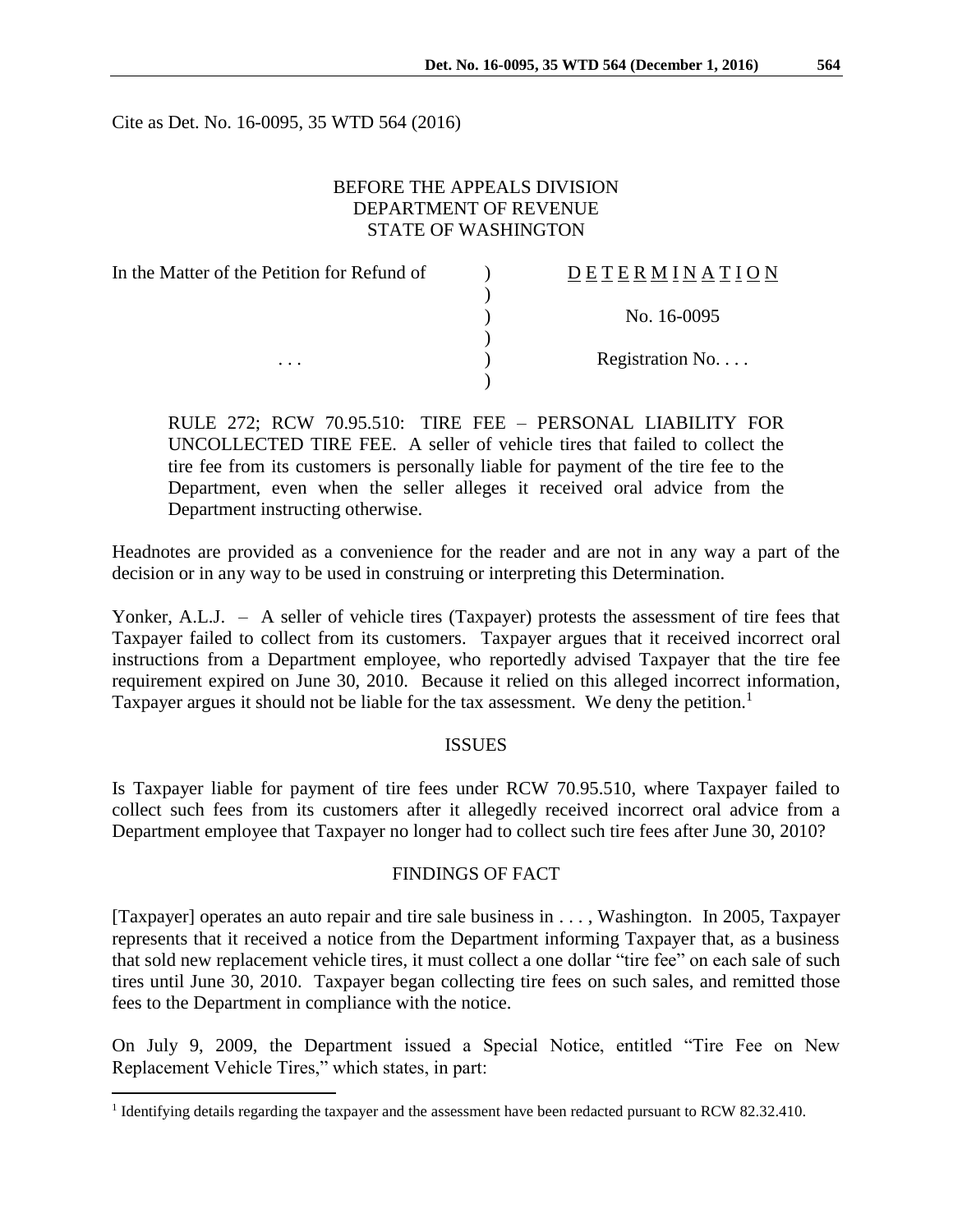Cite as Det. No. 16-0095, 35 WTD 564 (2016)

BEFORE THE APPEALS DIVISION
DEPARTMENT OF REVENUE
STATE OF WASHINGTON

| In the Matter of the Petition for Refund of | ) | DETERMINATION |
|---|---|---|
| | ) | No. 16-0095 |
| . . . | ) | Registration No. . . . |

RULE 272; RCW 70.95.510: TIRE FEE – PERSONAL LIABILITY FOR UNCOLLECTED TIRE FEE. A seller of vehicle tires that failed to collect the tire fee from its customers is personally liable for payment of the tire fee to the Department, even when the seller alleges it received oral advice from the Department instructing otherwise.

Headnotes are provided as a convenience for the reader and are not in any way a part of the decision or in any way to be used in construing or interpreting this Determination.

Yonker, A.L.J. – A seller of vehicle tires (Taxpayer) protests the assessment of tire fees that Taxpayer failed to collect from its customers. Taxpayer argues that it received incorrect oral instructions from a Department employee, who reportedly advised Taxpayer that the tire fee requirement expired on June 30, 2010. Because it relied on this alleged incorrect information, Taxpayer argues it should not be liable for the tax assessment. We deny the petition.[1]

## ISSUES

Is Taxpayer liable for payment of tire fees under RCW 70.95.510, where Taxpayer failed to collect such fees from its customers after it allegedly received incorrect oral advice from a Department employee that Taxpayer no longer had to collect such tire fees after June 30, 2010?

## FINDINGS OF FACT

[Taxpayer] operates an auto repair and tire sale business in . . . , Washington. In 2005, Taxpayer represents that it received a notice from the Department informing Taxpayer that, as a business that sold new replacement vehicle tires, it must collect a one dollar "tire fee" on each sale of such tires until June 30, 2010. Taxpayer began collecting tire fees on such sales, and remitted those fees to the Department in compliance with the notice.

On July 9, 2009, the Department issued a Special Notice, entitled "Tire Fee on New Replacement Vehicle Tires," which states, in part:

[1] Identifying details regarding the taxpayer and the assessment have been redacted pursuant to RCW 82.32.410.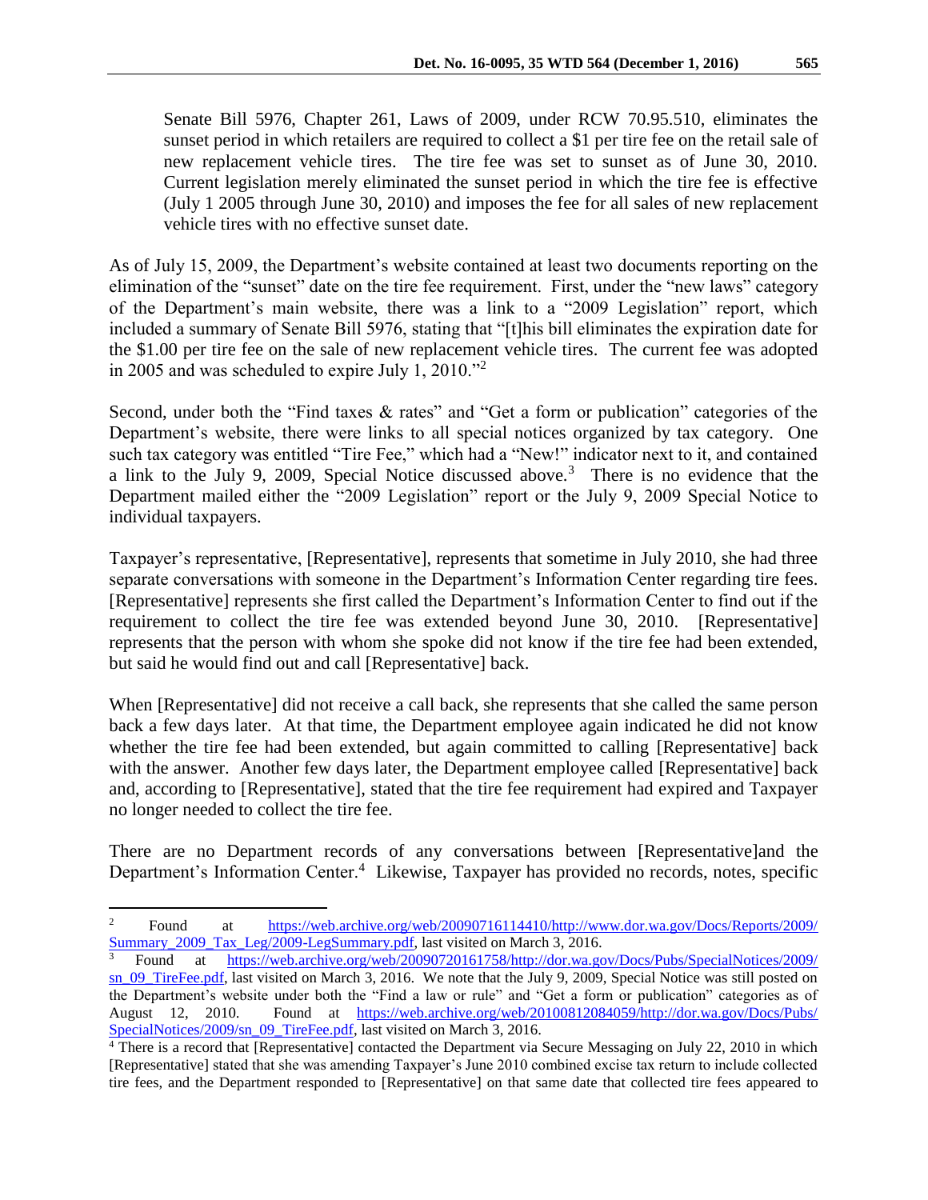> Senate Bill 5976, Chapter 261, Laws of 2009, under RCW 70.95.510, eliminates the sunset period in which retailers are required to collect a $1 per tire fee on the retail sale of new replacement vehicle tires. The tire fee was set to sunset as of June 30, 2010. Current legislation merely eliminated the sunset period in which the tire fee is effective (July 1 2005 through June 30, 2010) and imposes the fee for all sales of new replacement vehicle tires with no effective sunset date.

As of July 15, 2009, the Department's website contained at least two documents reporting on the elimination of the "sunset" date on the tire fee requirement. First, under the "new laws" category of the Department's main website, there was a link to a "2009 Legislation" report, which included a summary of Senate Bill 5976, stating that "[t]his bill eliminates the expiration date for the $1.00 per tire fee on the sale of new replacement vehicle tires. The current fee was adopted in 2005 and was scheduled to expire July 1, 2010."[2]

Second, under both the "Find taxes & rates" and "Get a form or publication" categories of the Department's website, there were links to all special notices organized by tax category. One such tax category was entitled "Tire Fee," which had a "New!" indicator next to it, and contained a link to the July 9, 2009, Special Notice discussed above.[3] There is no evidence that the Department mailed either the "2009 Legislation" report or the July 9, 2009 Special Notice to individual taxpayers.

Taxpayer's representative, [Representative], represents that sometime in July 2010, she had three separate conversations with someone in the Department's Information Center regarding tire fees. [Representative] represents she first called the Department's Information Center to find out if the requirement to collect the tire fee was extended beyond June 30, 2010. [Representative] represents that the person with whom she spoke did not know if the tire fee had been extended, but said he would find out and call [Representative] back.

When [Representative] did not receive a call back, she represents that she called the same person back a few days later. At that time, the Department employee again indicated he did not know whether the tire fee had been extended, but again committed to calling [Representative] back with the answer. Another few days later, the Department employee called [Representative] back and, according to [Representative], stated that the tire fee requirement had expired and Taxpayer no longer needed to collect the tire fee.

There are no Department records of any conversations between [Representative]and the Department's Information Center.[4] Likewise, Taxpayer has provided no records, notes, specific

---

[2] Found at https://web.archive.org/web/20090716114410/http://www.dor.wa.gov/Docs/Reports/2009/Summary_2009_Tax_Leg/2009-LegSummary.pdf, last visited on March 3, 2016.

[3] Found at https://web.archive.org/web/20090720161758/http://dor.wa.gov/Docs/Pubs/SpecialNotices/2009/sn_09_TireFee.pdf, last visited on March 3, 2016. We note that the July 9, 2009, Special Notice was still posted on the Department's website under both the "Find a law or rule" and "Get a form or publication" categories as of August 12, 2010. Found at https://web.archive.org/web/20100812084059/http://dor.wa.gov/Docs/Pubs/SpecialNotices/2009/sn_09_TireFee.pdf, last visited on March 3, 2016.

[4] There is a record that [Representative] contacted the Department via Secure Messaging on July 22, 2010 in which [Representative] stated that she was amending Taxpayer's June 2010 combined excise tax return to include collected tire fees, and the Department responded to [Representative] on that same date that collected tire fees appeared to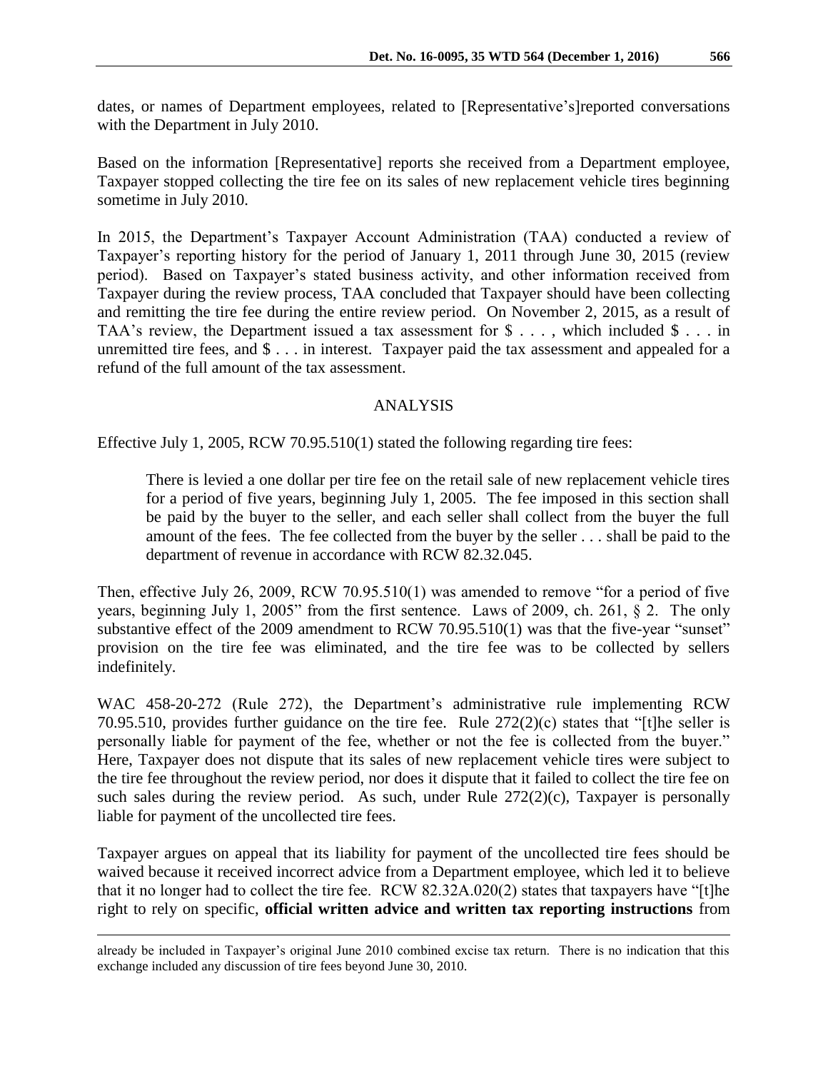dates, or names of Department employees, related to [Representative's]reported conversations with the Department in July 2010.

Based on the information [Representative] reports she received from a Department employee, Taxpayer stopped collecting the tire fee on its sales of new replacement vehicle tires beginning sometime in July 2010.

In 2015, the Department's Taxpayer Account Administration (TAA) conducted a review of Taxpayer's reporting history for the period of January 1, 2011 through June 30, 2015 (review period). Based on Taxpayer's stated business activity, and other information received from Taxpayer during the review process, TAA concluded that Taxpayer should have been collecting and remitting the tire fee during the entire review period. On November 2, 2015, as a result of TAA's review, the Department issued a tax assessment for $ . . . , which included $ . . . in unremitted tire fees, and $ . . . in interest. Taxpayer paid the tax assessment and appealed for a refund of the full amount of the tax assessment.

## ANALYSIS

Effective July 1, 2005, RCW 70.95.510(1) stated the following regarding tire fees:

> There is levied a one dollar per tire fee on the retail sale of new replacement vehicle tires for a period of five years, beginning July 1, 2005. The fee imposed in this section shall be paid by the buyer to the seller, and each seller shall collect from the buyer the full amount of the fees. The fee collected from the buyer by the seller . . . shall be paid to the department of revenue in accordance with RCW 82.32.045.

Then, effective July 26, 2009, RCW 70.95.510(1) was amended to remove "for a period of five years, beginning July 1, 2005" from the first sentence. Laws of 2009, ch. 261, § 2. The only substantive effect of the 2009 amendment to RCW 70.95.510(1) was that the five-year "sunset" provision on the tire fee was eliminated, and the tire fee was to be collected by sellers indefinitely.

WAC 458-20-272 (Rule 272), the Department's administrative rule implementing RCW 70.95.510, provides further guidance on the tire fee. Rule 272(2)(c) states that "[t]he seller is personally liable for payment of the fee, whether or not the fee is collected from the buyer." Here, Taxpayer does not dispute that its sales of new replacement vehicle tires were subject to the tire fee throughout the review period, nor does it dispute that it failed to collect the tire fee on such sales during the review period. As such, under Rule 272(2)(c), Taxpayer is personally liable for payment of the uncollected tire fees.

Taxpayer argues on appeal that its liability for payment of the uncollected tire fees should be waived because it received incorrect advice from a Department employee, which led it to believe that it no longer had to collect the tire fee. RCW 82.32A.020(2) states that taxpayers have "[t]he right to rely on specific, **official written advice and written tax reporting instructions** from

---

already be included in Taxpayer's original June 2010 combined excise tax return. There is no indication that this exchange included any discussion of tire fees beyond June 30, 2010.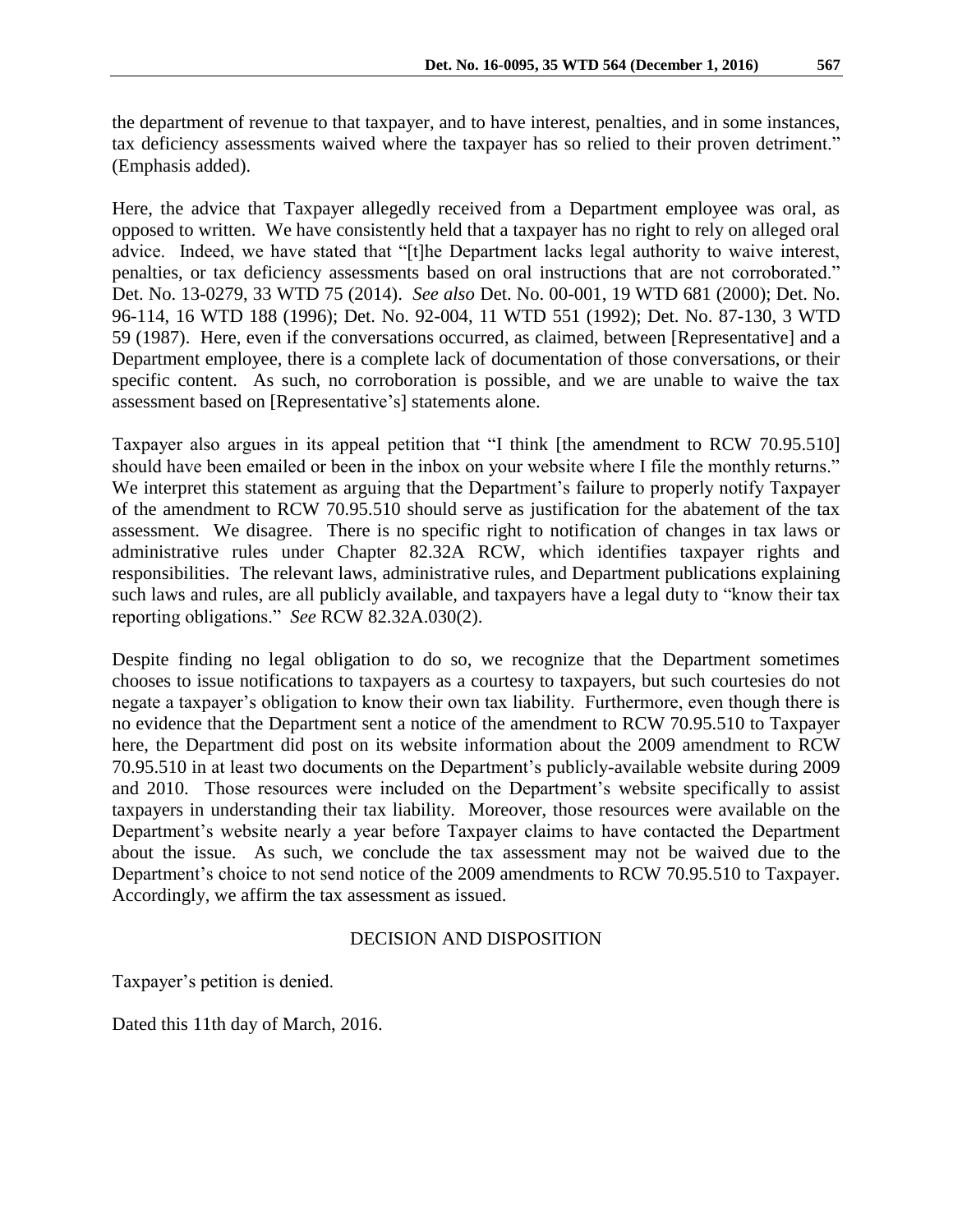the department of revenue to that taxpayer, and to have interest, penalties, and in some instances, tax deficiency assessments waived where the taxpayer has so relied to their proven detriment." (Emphasis added).

Here, the advice that Taxpayer allegedly received from a Department employee was oral, as opposed to written. We have consistently held that a taxpayer has no right to rely on alleged oral advice. Indeed, we have stated that "[t]he Department lacks legal authority to waive interest, penalties, or tax deficiency assessments based on oral instructions that are not corroborated." Det. No. 13-0279, 33 WTD 75 (2014). *See also* Det. No. 00-001, 19 WTD 681 (2000); Det. No. 96-114, 16 WTD 188 (1996); Det. No. 92-004, 11 WTD 551 (1992); Det. No. 87-130, 3 WTD 59 (1987). Here, even if the conversations occurred, as claimed, between [Representative] and a Department employee, there is a complete lack of documentation of those conversations, or their specific content. As such, no corroboration is possible, and we are unable to waive the tax assessment based on [Representative's] statements alone.

Taxpayer also argues in its appeal petition that "I think [the amendment to RCW 70.95.510] should have been emailed or been in the inbox on your website where I file the monthly returns." We interpret this statement as arguing that the Department's failure to properly notify Taxpayer of the amendment to RCW 70.95.510 should serve as justification for the abatement of the tax assessment. We disagree. There is no specific right to notification of changes in tax laws or administrative rules under Chapter 82.32A RCW, which identifies taxpayer rights and responsibilities. The relevant laws, administrative rules, and Department publications explaining such laws and rules, are all publicly available, and taxpayers have a legal duty to "know their tax reporting obligations." *See* RCW 82.32A.030(2).

Despite finding no legal obligation to do so, we recognize that the Department sometimes chooses to issue notifications to taxpayers as a courtesy to taxpayers, but such courtesies do not negate a taxpayer's obligation to know their own tax liability. Furthermore, even though there is no evidence that the Department sent a notice of the amendment to RCW 70.95.510 to Taxpayer here, the Department did post on its website information about the 2009 amendment to RCW 70.95.510 in at least two documents on the Department's publicly-available website during 2009 and 2010. Those resources were included on the Department's website specifically to assist taxpayers in understanding their tax liability. Moreover, those resources were available on the Department's website nearly a year before Taxpayer claims to have contacted the Department about the issue. As such, we conclude the tax assessment may not be waived due to the Department's choice to not send notice of the 2009 amendments to RCW 70.95.510 to Taxpayer. Accordingly, we affirm the tax assessment as issued.

## DECISION AND DISPOSITION

Taxpayer's petition is denied.

Dated this 11th day of March, 2016.